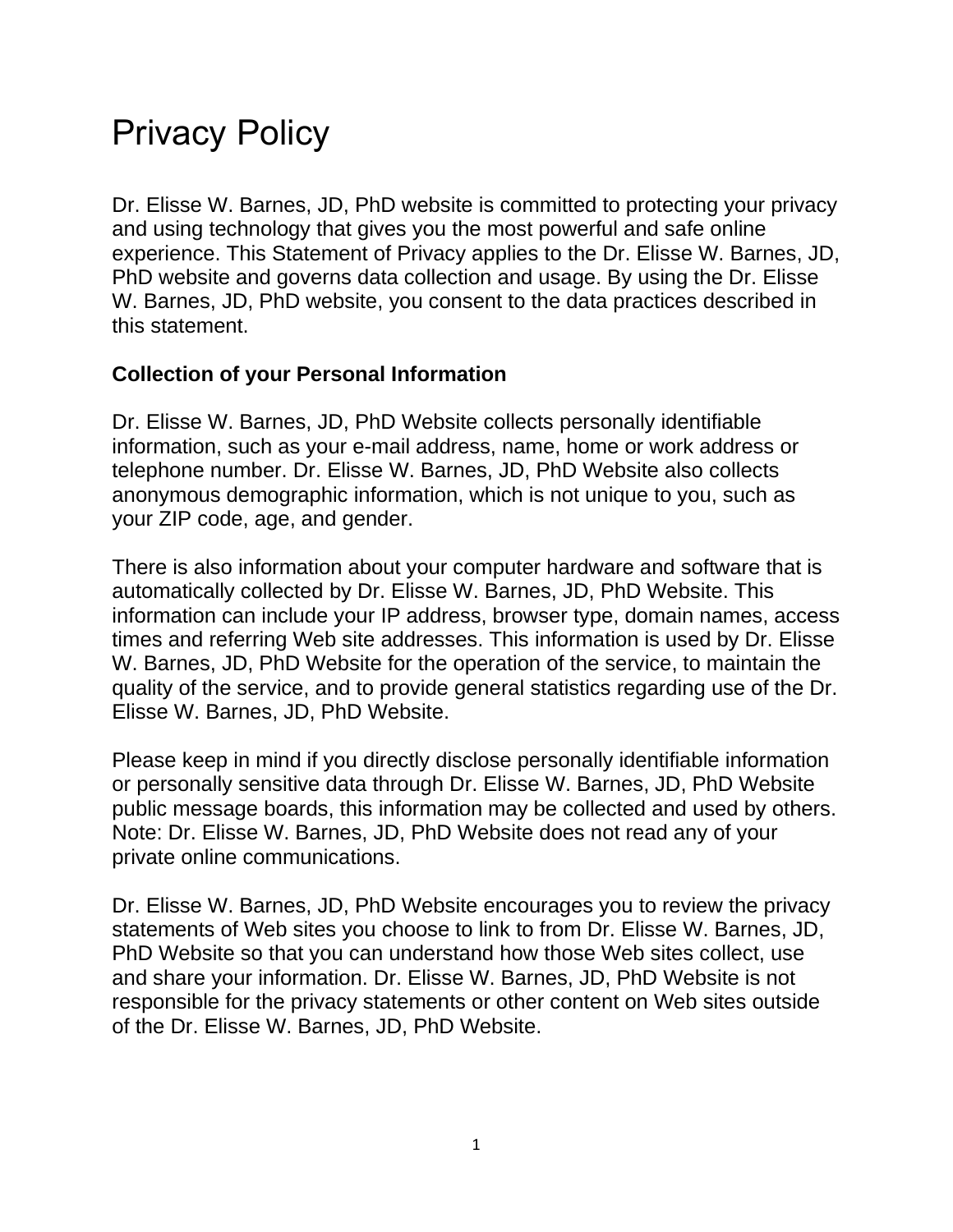# Privacy Policy

Dr. Elisse W. Barnes, JD, PhD website is committed to protecting your privacy and using technology that gives you the most powerful and safe online experience. This Statement of Privacy applies to the Dr. Elisse W. Barnes, JD, PhD website and governs data collection and usage. By using the Dr. Elisse W. Barnes, JD, PhD website, you consent to the data practices described in this statement.

**Collection of your Personal Information**

Dr. Elisse W. Barnes, JD, PhD Website collects personally identifiable information, such as your e-mail address, name, home or work address or telephone number. Dr. Elisse W. Barnes, JD, PhD Website also collects anonymous demographic information, which is not unique to you, such as your ZIP code, age, and gender.

There is also information about your computer hardware and software that is automatically collected by Dr. Elisse W. Barnes, JD, PhD Website. This information can include your IP address, browser type, domain names, access times and referring Web site addresses. This information is used by Dr. Elisse W. Barnes, JD, PhD Website for the operation of the service, to maintain the quality of the service, and to provide general statistics regarding use of the Dr. Elisse W. Barnes, JD, PhD Website.

Please keep in mind if you directly disclose personally identifiable information or personally sensitive data through Dr. Elisse W. Barnes, JD, PhD Website public message boards, this information may be collected and used by others. Note: Dr. Elisse W. Barnes, JD, PhD Website does not read any of your private online communications.

Dr. Elisse W. Barnes, JD, PhD Website encourages you to review the privacy statements of Web sites you choose to link to from Dr. Elisse W. Barnes, JD, PhD Website so that you can understand how those Web sites collect, use and share your information. Dr. Elisse W. Barnes, JD, PhD Website is not responsible for the privacy statements or other content on Web sites outside of the Dr. Elisse W. Barnes, JD, PhD Website.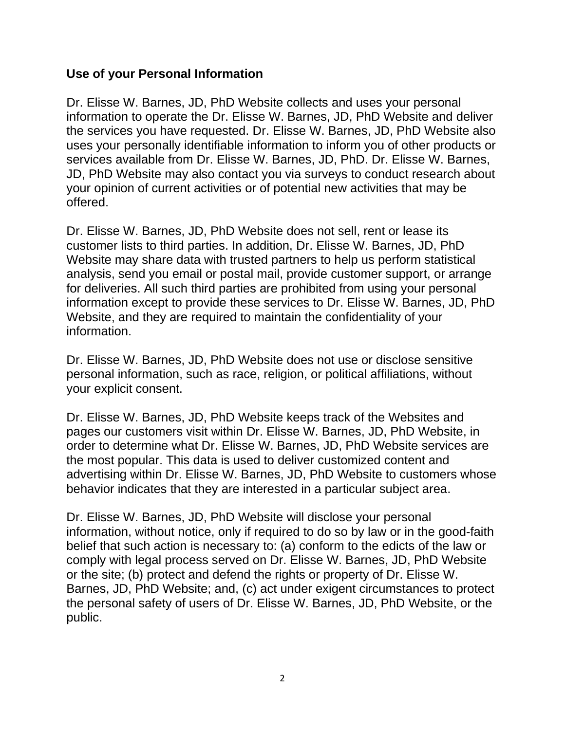**Use of your Personal Information**

Dr. Elisse W. Barnes, JD, PhD Website collects and uses your personal information to operate the Dr. Elisse W. Barnes, JD, PhD Website and deliver the services you have requested. Dr. Elisse W. Barnes, JD, PhD Website also uses your personally identifiable information to inform you of other products or services available from Dr. Elisse W. Barnes, JD, PhD. Dr. Elisse W. Barnes, JD, PhD Website may also contact you via surveys to conduct research about your opinion of current activities or of potential new activities that may be offered.

Dr. Elisse W. Barnes, JD, PhD Website does not sell, rent or lease its customer lists to third parties. In addition, Dr. Elisse W. Barnes, JD, PhD Website may share data with trusted partners to help us perform statistical analysis, send you email or postal mail, provide customer support, or arrange for deliveries. All such third parties are prohibited from using your personal information except to provide these services to Dr. Elisse W. Barnes, JD, PhD Website, and they are required to maintain the confidentiality of your information.

Dr. Elisse W. Barnes, JD, PhD Website does not use or disclose sensitive personal information, such as race, religion, or political affiliations, without your explicit consent.

Dr. Elisse W. Barnes, JD, PhD Website keeps track of the Websites and pages our customers visit within Dr. Elisse W. Barnes, JD, PhD Website, in order to determine what Dr. Elisse W. Barnes, JD, PhD Website services are the most popular. This data is used to deliver customized content and advertising within Dr. Elisse W. Barnes, JD, PhD Website to customers whose behavior indicates that they are interested in a particular subject area.

Dr. Elisse W. Barnes, JD, PhD Website will disclose your personal information, without notice, only if required to do so by law or in the good-faith belief that such action is necessary to: (a) conform to the edicts of the law or comply with legal process served on Dr. Elisse W. Barnes, JD, PhD Website or the site; (b) protect and defend the rights or property of Dr. Elisse W. Barnes, JD, PhD Website; and, (c) act under exigent circumstances to protect the personal safety of users of Dr. Elisse W. Barnes, JD, PhD Website, or the public.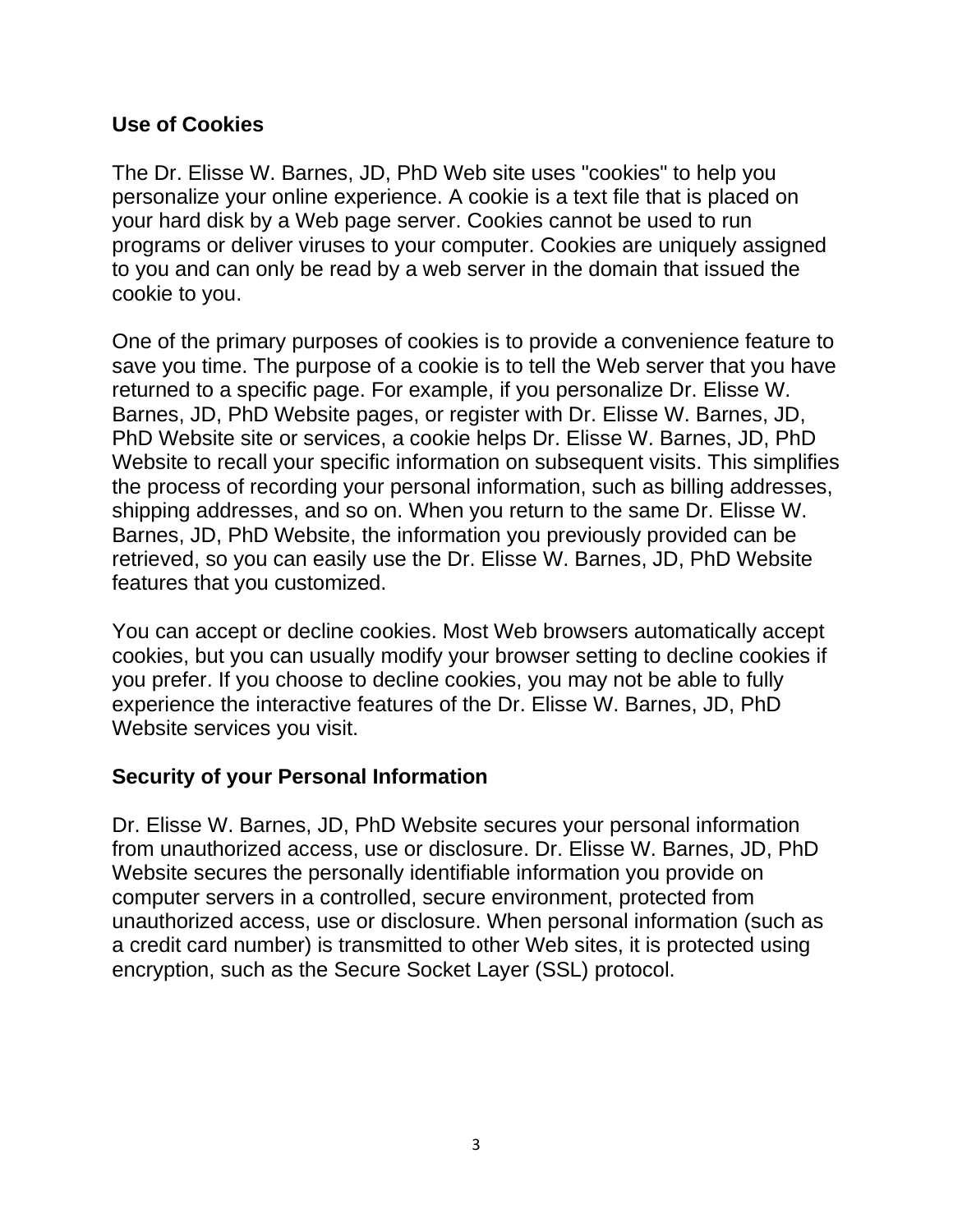## Use of Cookies

The Dr. Elisse W. Barnes, JD, PhD Web site uses "cookies" to help you personalize your online experience. A cookie is a text file that is placed on your hard disk by a Web page server. Cookies cannot be used to run programs or deliver viruses to your computer. Cookies are uniquely assigned to you and can only be read by a web server in the domain that issued the cookie to you.

One of the primary purposes of cookies is to provide a convenience feature to save you time. The purpose of a cookie is to tell the Web server that you have returned to a specific page. For example, if you personalize Dr. Elisse W. Barnes, JD, PhD Website pages, or register with Dr. Elisse W. Barnes, JD, PhD Website site or services, a cookie helps Dr. Elisse W. Barnes, JD, PhD Website to recall your specific information on subsequent visits. This simplifies the process of recording your personal information, such as billing addresses, shipping addresses, and so on. When you return to the same Dr. Elisse W. Barnes, JD, PhD Website, the information you previously provided can be retrieved, so you can easily use the Dr. Elisse W. Barnes, JD, PhD Website features that you customized.

You can accept or decline cookies. Most Web browsers automatically accept cookies, but you can usually modify your browser setting to decline cookies if you prefer. If you choose to decline cookies, you may not be able to fully experience the interactive features of the Dr. Elisse W. Barnes, JD, PhD Website services you visit.

## Security of your Personal Information

Dr. Elisse W. Barnes, JD, PhD Website secures your personal information from unauthorized access, use or disclosure. Dr. Elisse W. Barnes, JD, PhD Website secures the personally identifiable information you provide on computer servers in a controlled, secure environment, protected from unauthorized access, use or disclosure. When personal information (such as a credit card number) is transmitted to other Web sites, it is protected using encryption, such as the Secure Socket Layer (SSL) protocol.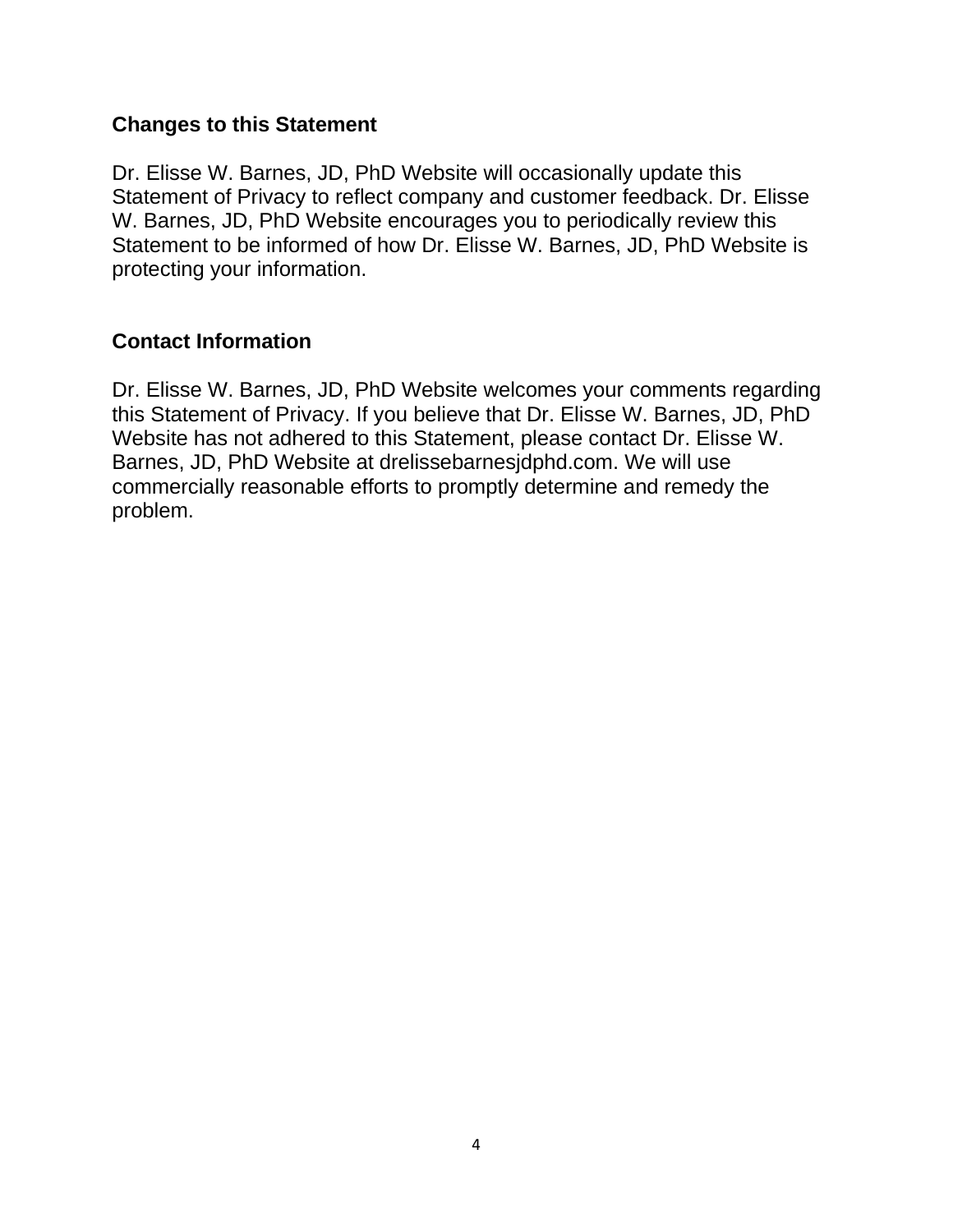### Changes to this Statement

Dr. Elisse W. Barnes, JD, PhD Website will occasionally update this Statement of Privacy to reflect company and customer feedback. Dr. Elisse W. Barnes, JD, PhD Website encourages you to periodically review this Statement to be informed of how Dr. Elisse W. Barnes, JD, PhD Website is protecting your information.

### Contact Information

Dr. Elisse W. Barnes, JD, PhD Website welcomes your comments regarding this Statement of Privacy. If you believe that Dr. Elisse W. Barnes, JD, PhD Website has not adhered to this Statement, please contact Dr. Elisse W. Barnes, JD, PhD Website at drelissebarnesjdphd.com. We will use commercially reasonable efforts to promptly determine and remedy the problem.